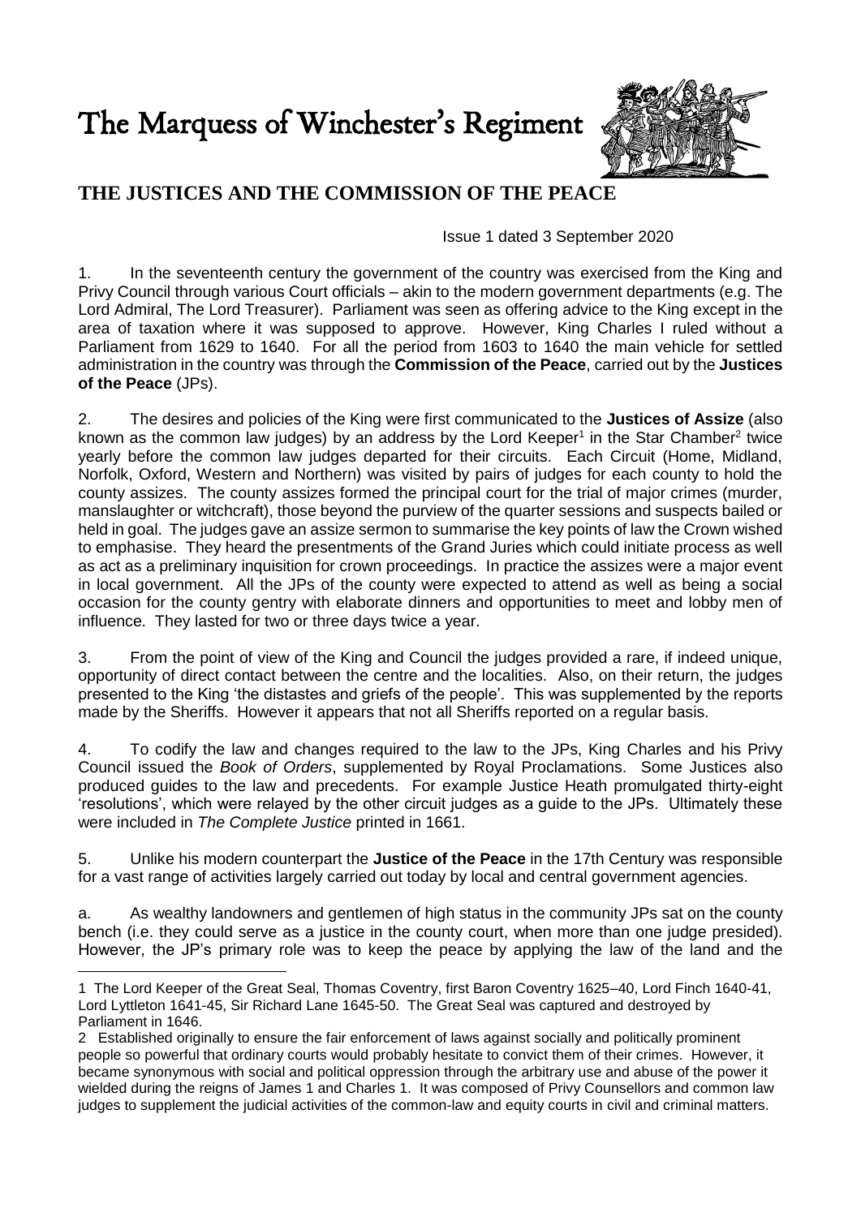# The Marquess of Winchester's Regiment

## THE JUSTICES AND THE COMMISSION OF THE PEACE

Issue 1 dated 3 September 2020

1. In the seventeenth century the government of the country was exercised from the King and Privy Council through various Court officials – akin to the modern government departments (e.g. The Lord Admiral, The Lord Treasurer). Parliament was seen as offering advice to the King except in the area of taxation where it was supposed to approve. However, King Charles I ruled without a Parliament from 1629 to 1640. For all the period from 1603 to 1640 the main vehicle for settled administration in the country was through the **Commission of the Peace**, carried out by the **Justices of the Peace** (JPs).

2. The desires and policies of the King were first communicated to the **Justices of Assize** (also known as the common law judges) by an address by the Lord Keeper[1] in the Star Chamber[2] twice yearly before the common law judges departed for their circuits. Each Circuit (Home, Midland, Norfolk, Oxford, Western and Northern) was visited by pairs of judges for each county to hold the county assizes. The county assizes formed the principal court for the trial of major crimes (murder, manslaughter or witchcraft), those beyond the purview of the quarter sessions and suspects bailed or held in goal. The judges gave an assize sermon to summarise the key points of law the Crown wished to emphasise. They heard the presentments of the Grand Juries which could initiate process as well as act as a preliminary inquisition for crown proceedings. In practice the assizes were a major event in local government. All the JPs of the county were expected to attend as well as being a social occasion for the county gentry with elaborate dinners and opportunities to meet and lobby men of influence. They lasted for two or three days twice a year.

3. From the point of view of the King and Council the judges provided a rare, if indeed unique, opportunity of direct contact between the centre and the localities. Also, on their return, the judges presented to the King 'the distastes and griefs of the people'. This was supplemented by the reports made by the Sheriffs. However it appears that not all Sheriffs reported on a regular basis.

4. To codify the law and changes required to the law to the JPs, King Charles and his Privy Council issued the *Book of Orders*, supplemented by Royal Proclamations. Some Justices also produced guides to the law and precedents. For example Justice Heath promulgated thirty-eight 'resolutions', which were relayed by the other circuit judges as a guide to the JPs. Ultimately these were included in *The Complete Justice* printed in 1661.

5. Unlike his modern counterpart the **Justice of the Peace** in the 17th Century was responsible for a vast range of activities largely carried out today by local and central government agencies.

a. As wealthy landowners and gentlemen of high status in the community JPs sat on the county bench (i.e. they could serve as a justice in the county court, when more than one judge presided). However, the JP's primary role was to keep the peace by applying the law of the land and the

---

1 The Lord Keeper of the Great Seal, Thomas Coventry, first Baron Coventry 1625–40, Lord Finch 1640-41, Lord Lyttleton 1641-45, Sir Richard Lane 1645-50. The Great Seal was captured and destroyed by Parliament in 1646.

2 Established originally to ensure the fair enforcement of laws against socially and politically prominent people so powerful that ordinary courts would probably hesitate to convict them of their crimes. However, it became synonymous with social and political oppression through the arbitrary use and abuse of the power it wielded during the reigns of James 1 and Charles 1. It was composed of Privy Counsellors and common law judges to supplement the judicial activities of the common-law and equity courts in civil and criminal matters.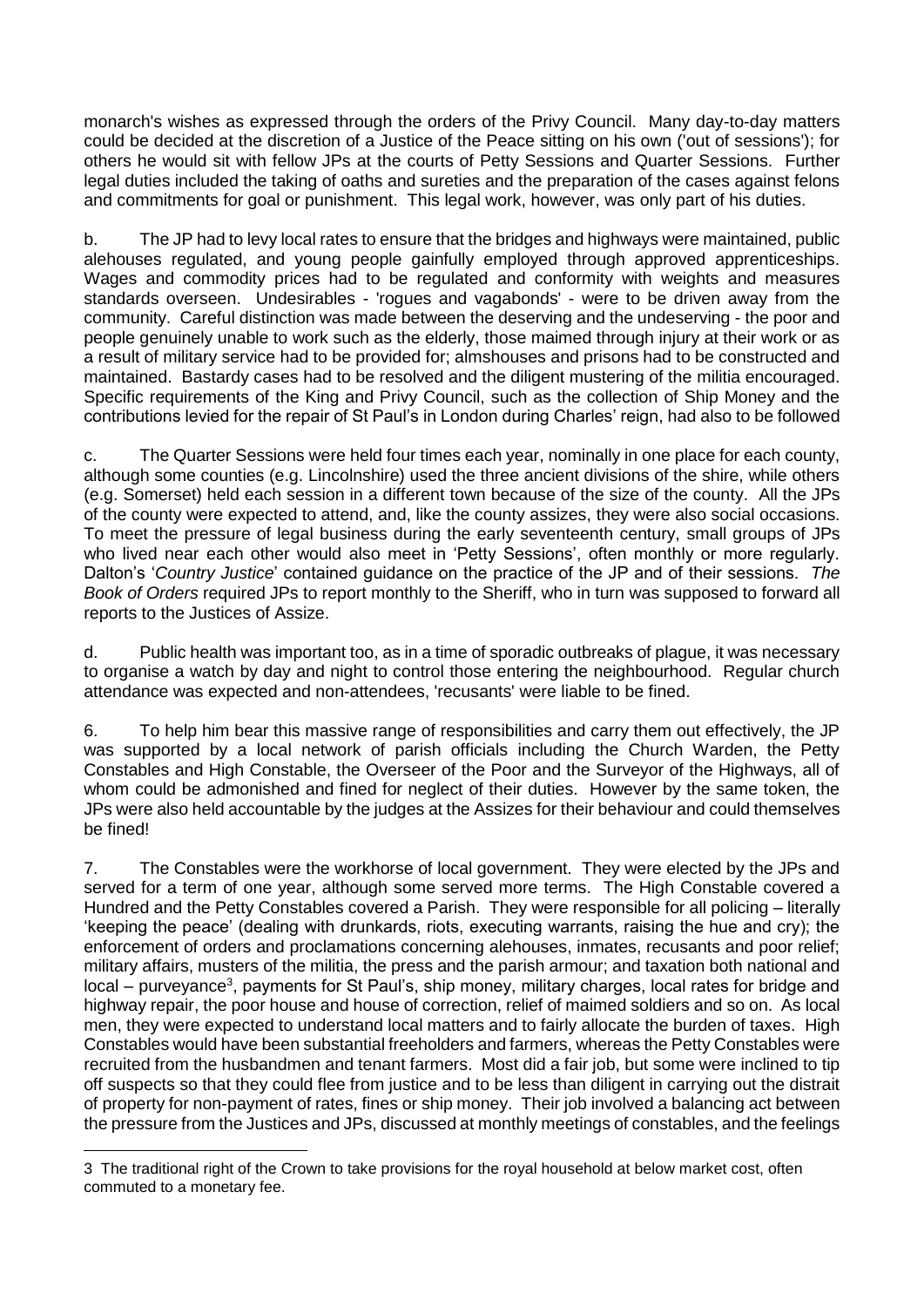monarch's wishes as expressed through the orders of the Privy Council. Many day-to-day matters could be decided at the discretion of a Justice of the Peace sitting on his own ('out of sessions'); for others he would sit with fellow JPs at the courts of Petty Sessions and Quarter Sessions. Further legal duties included the taking of oaths and sureties and the preparation of the cases against felons and commitments for goal or punishment. This legal work, however, was only part of his duties.

b. The JP had to levy local rates to ensure that the bridges and highways were maintained, public alehouses regulated, and young people gainfully employed through approved apprenticeships. Wages and commodity prices had to be regulated and conformity with weights and measures standards overseen. Undesirables - 'rogues and vagabonds' - were to be driven away from the community. Careful distinction was made between the deserving and the undeserving - the poor and people genuinely unable to work such as the elderly, those maimed through injury at their work or as a result of military service had to be provided for; almshouses and prisons had to be constructed and maintained. Bastardy cases had to be resolved and the diligent mustering of the militia encouraged. Specific requirements of the King and Privy Council, such as the collection of Ship Money and the contributions levied for the repair of St Paul's in London during Charles' reign, had also to be followed

c. The Quarter Sessions were held four times each year, nominally in one place for each county, although some counties (e.g. Lincolnshire) used the three ancient divisions of the shire, while others (e.g. Somerset) held each session in a different town because of the size of the county. All the JPs of the county were expected to attend, and, like the county assizes, they were also social occasions. To meet the pressure of legal business during the early seventeenth century, small groups of JPs who lived near each other would also meet in 'Petty Sessions', often monthly or more regularly. Dalton's '*Country Justice*' contained guidance on the practice of the JP and of their sessions. *The Book of Orders* required JPs to report monthly to the Sheriff, who in turn was supposed to forward all reports to the Justices of Assize.

d. Public health was important too, as in a time of sporadic outbreaks of plague, it was necessary to organise a watch by day and night to control those entering the neighbourhood. Regular church attendance was expected and non-attendees, 'recusants' were liable to be fined.

6. To help him bear this massive range of responsibilities and carry them out effectively, the JP was supported by a local network of parish officials including the Church Warden, the Petty Constables and High Constable, the Overseer of the Poor and the Surveyor of the Highways, all of whom could be admonished and fined for neglect of their duties. However by the same token, the JPs were also held accountable by the judges at the Assizes for their behaviour and could themselves be fined!

7. The Constables were the workhorse of local government. They were elected by the JPs and served for a term of one year, although some served more terms. The High Constable covered a Hundred and the Petty Constables covered a Parish. They were responsible for all policing – literally 'keeping the peace' (dealing with drunkards, riots, executing warrants, raising the hue and cry); the enforcement of orders and proclamations concerning alehouses, inmates, recusants and poor relief; military affairs, musters of the militia, the press and the parish armour; and taxation both national and local – purveyance[3], payments for St Paul's, ship money, military charges, local rates for bridge and highway repair, the poor house and house of correction, relief of maimed soldiers and so on. As local men, they were expected to understand local matters and to fairly allocate the burden of taxes. High Constables would have been substantial freeholders and farmers, whereas the Petty Constables were recruited from the husbandmen and tenant farmers. Most did a fair job, but some were inclined to tip off suspects so that they could flee from justice and to be less than diligent in carrying out the distrait of property for non-payment of rates, fines or ship money. Their job involved a balancing act between the pressure from the Justices and JPs, discussed at monthly meetings of constables, and the feelings

---

3 The traditional right of the Crown to take provisions for the royal household at below market cost, often commuted to a monetary fee.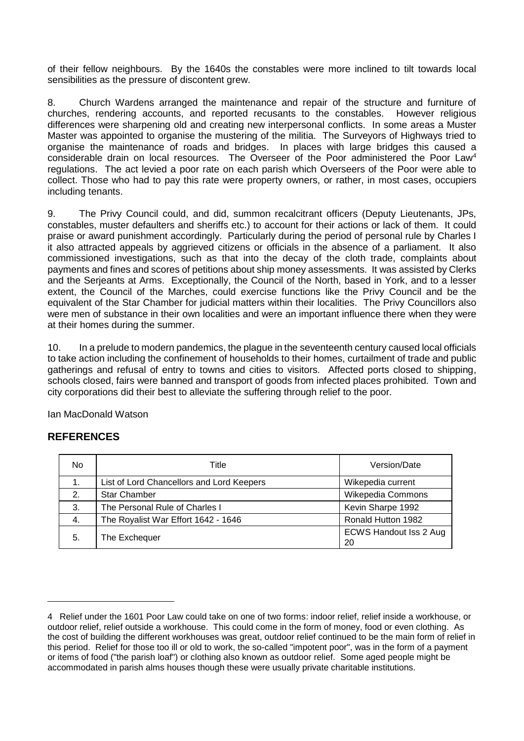of their fellow neighbours. By the 1640s the constables were more inclined to tilt towards local sensibilities as the pressure of discontent grew.

8. Church Wardens arranged the maintenance and repair of the structure and furniture of churches, rendering accounts, and reported recusants to the constables. However religious differences were sharpening old and creating new interpersonal conflicts. In some areas a Muster Master was appointed to organise the mustering of the militia. The Surveyors of Highways tried to organise the maintenance of roads and bridges. In places with large bridges this caused a considerable drain on local resources. The Overseer of the Poor administered the Poor Law[4] regulations. The act levied a poor rate on each parish which Overseers of the Poor were able to collect. Those who had to pay this rate were property owners, or rather, in most cases, occupiers including tenants.

9. The Privy Council could, and did, summon recalcitrant officers (Deputy Lieutenants, JPs, constables, muster defaulters and sheriffs etc.) to account for their actions or lack of them. It could praise or award punishment accordingly. Particularly during the period of personal rule by Charles I it also attracted appeals by aggrieved citizens or officials in the absence of a parliament. It also commissioned investigations, such as that into the decay of the cloth trade, complaints about payments and fines and scores of petitions about ship money assessments. It was assisted by Clerks and the Serjeants at Arms. Exceptionally, the Council of the North, based in York, and to a lesser extent, the Council of the Marches, could exercise functions like the Privy Council and be the equivalent of the Star Chamber for judicial matters within their localities. The Privy Councillors also were men of substance in their own localities and were an important influence there when they were at their homes during the summer.

10. In a prelude to modern pandemics, the plague in the seventeenth century caused local officials to take action including the confinement of households to their homes, curtailment of trade and public gatherings and refusal of entry to towns and cities to visitors. Affected ports closed to shipping, schools closed, fairs were banned and transport of goods from infected places prohibited. Town and city corporations did their best to alleviate the suffering through relief to the poor.

Ian MacDonald Watson

## REFERENCES

| No | Title | Version/Date |
|---|---|---|
| 1. | List of Lord Chancellors and Lord Keepers | Wikepedia current |
| 2. | Star Chamber | Wikepedia Commons |
| 3. | The Personal Rule of Charles I | Kevin Sharpe 1992 |
| 4. | The Royalist War Effort 1642 - 1646 | Ronald Hutton 1982 |
| 5. | The Exchequer | ECWS Handout Iss 2 Aug 20 |

4 Relief under the 1601 Poor Law could take on one of two forms: indoor relief, relief inside a workhouse, or outdoor relief, relief outside a workhouse. This could come in the form of money, food or even clothing. As the cost of building the different workhouses was great, outdoor relief continued to be the main form of relief in this period. Relief for those too ill or old to work, the so-called "impotent poor", was in the form of a payment or items of food ("the parish loaf") or clothing also known as outdoor relief. Some aged people might be accommodated in parish alms houses though these were usually private charitable institutions.